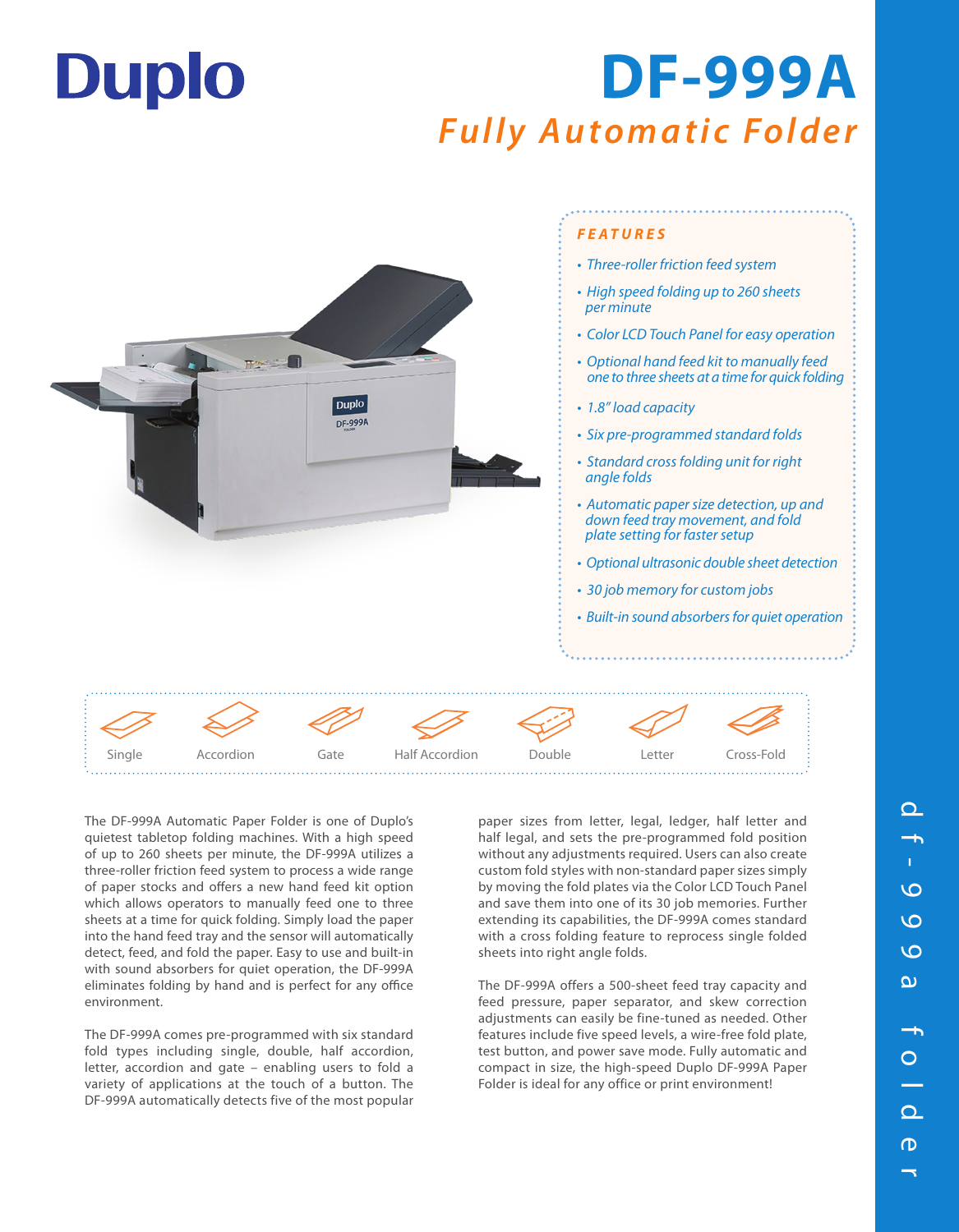# Duplo

# DF-999A

## *Fully Automatic Folder*

### FEATURES

- *Three-roller friction feed system*
- *High speed folding up to 260 sheets per minute*
- *Color LCD Touch Panel for easy operation*
- *Optional hand feed kit to manually feed one to three sheets at a time for quick folding*
- *1.8" load capacity*
- *Six pre-programmed standard folds*
- *Standard cross folding unit for right angle folds*
- *Automatic paper size detection, up and down feed tray movement, and fold plate setting for faster setup*
- *Optional ultrasonic double sheet detection*
- *30 job memory for custom jobs*
- *Built-in sound absorbers for quiet operation*

Single | Accordion | Gate | Half Accordion | Double | Letter | Cross-Fold

The DF-999A Automatic Paper Folder is one of Duplo's quietest tabletop folding machines. With a high speed of up to 260 sheets per minute, the DF-999A utilizes a three-roller friction feed system to process a wide range of paper stocks and offers a new hand feed kit option which allows operators to manually feed one to three sheets at a time for quick folding. Simply load the paper into the hand feed tray and the sensor will automatically detect, feed, and fold the paper. Easy to use and built-in with sound absorbers for quiet operation, the DF-999A eliminates folding by hand and is perfect for any office environment.

The DF-999A comes pre-programmed with six standard fold types including single, double, half accordion, letter, accordion and gate – enabling users to fold a variety of applications at the touch of a button. The DF-999A automatically detects five of the most popular paper sizes from letter, legal, ledger, half letter and half legal, and sets the pre-programmed fold position without any adjustments required. Users can also create custom fold styles with non-standard paper sizes simply by moving the fold plates via the Color LCD Touch Panel and save them into one of its 30 job memories. Further extending its capabilities, the DF-999A comes standard with a cross folding feature to reprocess single folded sheets into right angle folds.

The DF-999A offers a 500-sheet feed tray capacity and feed pressure, paper separator, and skew correction adjustments can easily be fine-tuned as needed. Other features include five speed levels, a wire-free fold plate, test button, and power save mode. Fully automatic and compact in size, the high-speed Duplo DF-999A Paper Folder is ideal for any office or print environment!

df-999a folder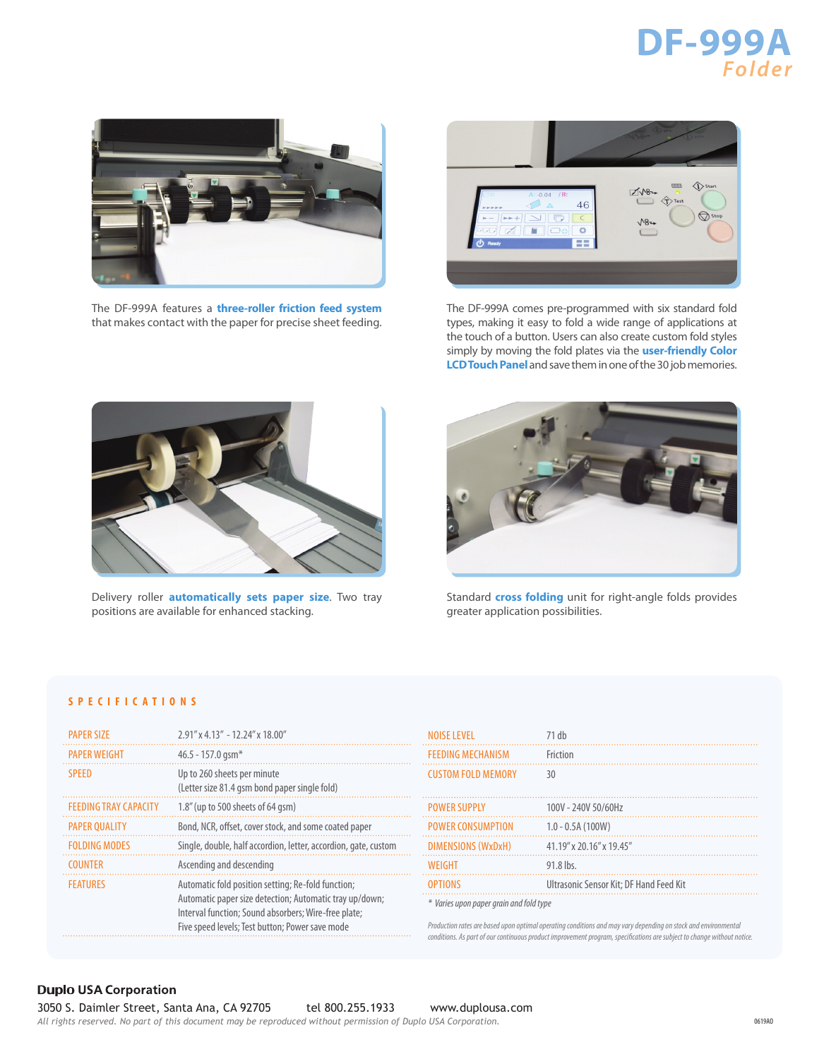# DF-999A
## Folder

The DF-999A features a **three-roller friction feed system** that makes contact with the paper for precise sheet feeding.

The DF-999A comes pre-programmed with six standard fold types, making it easy to fold a wide range of applications at the touch of a button. Users can also create custom fold styles simply by moving the fold plates via the **user-friendly Color LCD Touch Panel** and save them in one of the 30 job memories.

Delivery roller **automatically sets paper size**. Two tray positions are available for enhanced stacking.

Standard **cross folding** unit for right-angle folds provides greater application possibilities.

## SPECIFICATIONS

| | |
|---|---|
| PAPER SIZE | 2.91" x 4.13" - 12.24" x 18.00" |
| PAPER WEIGHT | 46.5 - 157.0 gsm* |
| SPEED | Up to 260 sheets per minute (Letter size 81.4 gsm bond paper single fold) |
| FEEDING TRAY CAPACITY | 1.8" (up to 500 sheets of 64 gsm) |
| PAPER QUALITY | Bond, NCR, offset, cover stock, and some coated paper |
| FOLDING MODES | Single, double, half accordion, letter, accordion, gate, custom |
| COUNTER | Ascending and descending |
| FEATURES | Automatic fold position setting; Re-fold function; Automatic paper size detection; Automatic tray up/down; Interval function; Sound absorbers; Wire-free plate; Five speed levels; Test button; Power save mode |

| | |
|---|---|
| NOISE LEVEL | 71 db |
| FEEDING MECHANISM | Friction |
| CUSTOM FOLD MEMORY | 30 |
| POWER SUPPLY | 100V - 240V 50/60Hz |
| POWER CONSUMPTION | 1.0 - 0.5A (100W) |
| DIMENSIONS (WxDxH) | 41.19" x 20.16" x 19.45" |
| WEIGHT | 91.8 lbs. |
| OPTIONS | Ultrasonic Sensor Kit; DF Hand Feed Kit |

*\* Varies upon paper grain and fold type*

*Production rates are based upon optimal operating conditions and may vary depending on stock and environmental conditions. As part of our continuous product improvement program, specifications are subject to change without notice.*

**Duplo USA Corporation**

3050 S. Daimler Street, Santa Ana, CA 92705 tel 800.255.1933 www.duplousa.com

*All rights reserved. No part of this document may be reproduced without permission of Duplo USA Corporation.*

0619A0